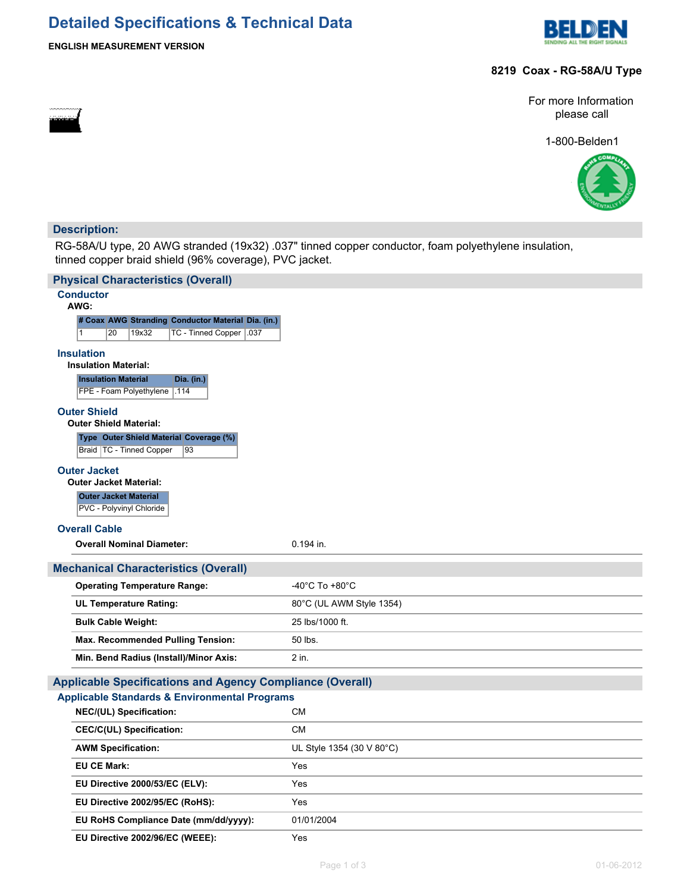# Detailed Specifications & Technical Data

**ENGLISH MEASUREMENT VERSION**

**8219 Coax - RG-58A/U Type**

For more Information please call

1-800-Belden1

## Description:

RG-58A/U type, 20 AWG stranded (19x32) .037" tinned copper conductor, foam polyethylene insulation, tinned copper braid shield (96% coverage), PVC jacket.

## Physical Characteristics (Overall)

### Conductor

**AWG:**

| # Coax | AWG | Stranding | Conductor Material | Dia. (in.) |
|---|---|---|---|---|
| 1 | 20 | 19x32 | TC - Tinned Copper | .037 |

### Insulation

**Insulation Material:**

| Insulation Material | Dia. (in.) |
|---|---|
| FPE - Foam Polyethylene | .114 |

### Outer Shield

**Outer Shield Material:**

| Type | Outer Shield Material | Coverage (%) |
|---|---|---|
| Braid | TC - Tinned Copper | 93 |

### Outer Jacket

**Outer Jacket Material:**

| Outer Jacket Material |
|---|
| PVC - Polyvinyl Chloride |

### Overall Cable

| | |
|---|---|
| **Overall Nominal Diameter:** | 0.194 in. |

## Mechanical Characteristics (Overall)

| | |
|---|---|
| **Operating Temperature Range:** | -40°C To +80°C |
| **UL Temperature Rating:** | 80°C (UL AWM Style 1354) |
| **Bulk Cable Weight:** | 25 lbs/1000 ft. |
| **Max. Recommended Pulling Tension:** | 50 lbs. |
| **Min. Bend Radius (Install)/Minor Axis:** | 2 in. |

## Applicable Specifications and Agency Compliance (Overall)

### Applicable Standards & Environmental Programs

| | |
|---|---|
| **NEC/(UL) Specification:** | CM |
| **CEC/C(UL) Specification:** | CM |
| **AWM Specification:** | UL Style 1354 (30 V 80°C) |
| **EU CE Mark:** | Yes |
| **EU Directive 2000/53/EC (ELV):** | Yes |
| **EU Directive 2002/95/EC (RoHS):** | Yes |
| **EU RoHS Compliance Date (mm/dd/yyyy):** | 01/01/2004 |
| **EU Directive 2002/96/EC (WEEE):** | Yes |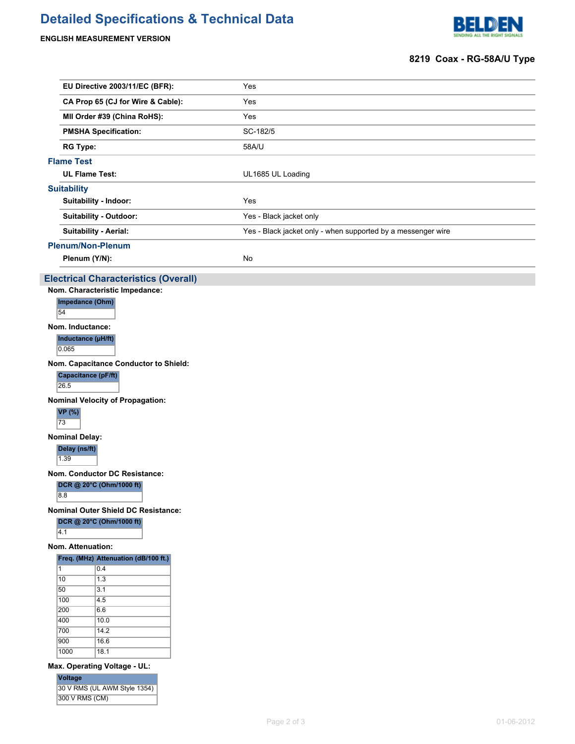# Detailed Specifications & Technical Data

**ENGLISH MEASUREMENT VERSION**

**8219 Coax - RG-58A/U Type**

| | |
|---|---|
| **EU Directive 2003/11/EC (BFR):** | Yes |
| **CA Prop 65 (CJ for Wire & Cable):** | Yes |
| **MII Order #39 (China RoHS):** | Yes |
| **PMSHA Specification:** | SC-182/5 |
| **RG Type:** | 58A/U |

### Flame Test

| | |
|---|---|
| **UL Flame Test:** | UL1685 UL Loading |

### Suitability

| | |
|---|---|
| **Suitability - Indoor:** | Yes |
| **Suitability - Outdoor:** | Yes - Black jacket only |
| **Suitability - Aerial:** | Yes - Black jacket only - when supported by a messenger wire |

### Plenum/Non-Plenum

| | |
|---|---|
| **Plenum (Y/N):** | No |

## Electrical Characteristics (Overall)

**Nom. Characteristic Impedance:**

| Impedance (Ohm) |
|---|
| 54 |

**Nom. Inductance:**

| Inductance (µH/ft) |
|---|
| 0.065 |

**Nom. Capacitance Conductor to Shield:**

| Capacitance (pF/ft) |
|---|
| 26.5 |

**Nominal Velocity of Propagation:**

| VP (%) |
|---|
| 73 |

**Nominal Delay:**

| Delay (ns/ft) |
|---|
| 1.39 |

**Nom. Conductor DC Resistance:**

| DCR @ 20°C (Ohm/1000 ft) |
|---|
| 8.8 |

**Nominal Outer Shield DC Resistance:**

| DCR @ 20°C (Ohm/1000 ft) |
|---|
| 4.1 |

**Nom. Attenuation:**

| Freq. (MHz) | Attenuation (dB/100 ft.) |
|---|---|
| 1 | 0.4 |
| 10 | 1.3 |
| 50 | 3.1 |
| 100 | 4.5 |
| 200 | 6.6 |
| 400 | 10.0 |
| 700 | 14.2 |
| 900 | 16.6 |
| 1000 | 18.1 |

**Max. Operating Voltage - UL:**

| Voltage |
|---|
| 30 V RMS (UL AWM Style 1354) |
| 300 V RMS (CM) |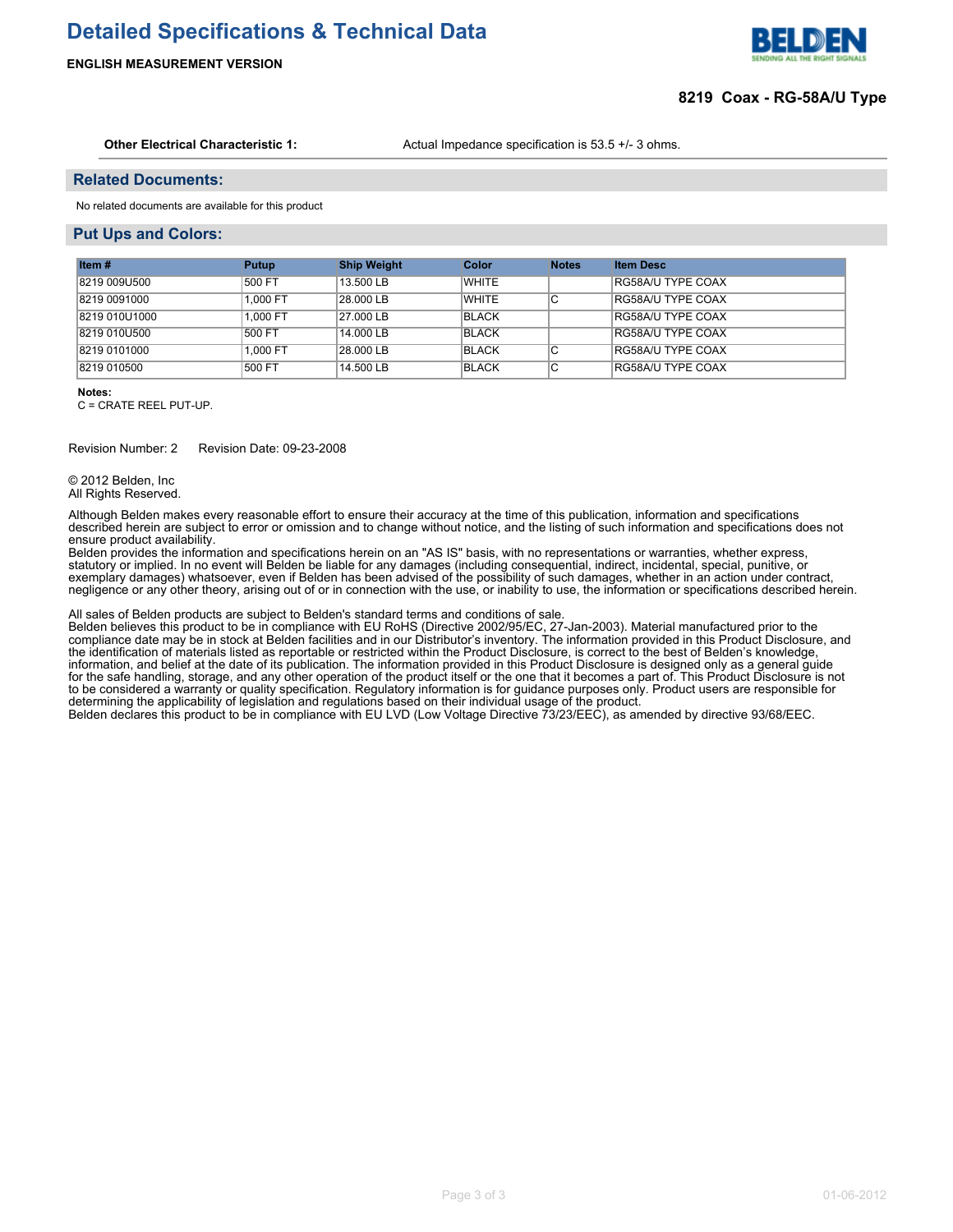# Detailed Specifications & Technical Data

**ENGLISH MEASUREMENT VERSION**

**8219 Coax - RG-58A/U Type**

| | |
|---|---|
| **Other Electrical Characteristic 1:** | Actual Impedance specification is 53.5 +/- 3 ohms. |

## Related Documents:

No related documents are available for this product

## Put Ups and Colors:

| Item # | Putup | Ship Weight | Color | Notes | Item Desc |
|---|---|---|---|---|---|
| 8219 009U500 | 500 FT | 13.500 LB | WHITE | | RG58A/U TYPE COAX |
| 8219 0091000 | 1,000 FT | 28.000 LB | WHITE | C | RG58A/U TYPE COAX |
| 8219 010U1000 | 1,000 FT | 27.000 LB | BLACK | | RG58A/U TYPE COAX |
| 8219 010U500 | 500 FT | 14.000 LB | BLACK | | RG58A/U TYPE COAX |
| 8219 0101000 | 1,000 FT | 28.000 LB | BLACK | C | RG58A/U TYPE COAX |
| 8219 010500 | 500 FT | 14.500 LB | BLACK | C | RG58A/U TYPE COAX |

**Notes:**
C = CRATE REEL PUT-UP.

Revision Number: 2 Revision Date: 09-23-2008

© 2012 Belden, Inc
All Rights Reserved.

Although Belden makes every reasonable effort to ensure their accuracy at the time of this publication, information and specifications described herein are subject to error or omission and to change without notice, and the listing of such information and specifications does not ensure product availability.
Belden provides the information and specifications herein on an "AS IS" basis, with no representations or warranties, whether express, statutory or implied. In no event will Belden be liable for any damages (including consequential, indirect, incidental, special, punitive, or exemplary damages) whatsoever, even if Belden has been advised of the possibility of such damages, whether in an action under contract, negligence or any other theory, arising out of or in connection with the use, or inability to use, the information or specifications described herein.

All sales of Belden products are subject to Belden's standard terms and conditions of sale.
Belden believes this product to be in compliance with EU RoHS (Directive 2002/95/EC, 27-Jan-2003). Material manufactured prior to the compliance date may be in stock at Belden facilities and in our Distributor's inventory. The information provided in this Product Disclosure, and the identification of materials listed as reportable or restricted within the Product Disclosure, is correct to the best of Belden's knowledge, information, and belief at the date of its publication. The information provided in this Product Disclosure is designed only as a general guide for the safe handling, storage, and any other operation of the product itself or the one that it becomes a part of. This Product Disclosure is not to be considered a warranty or quality specification. Regulatory information is for guidance purposes only. Product users are responsible for determining the applicability of legislation and regulations based on their individual usage of the product.
Belden declares this product to be in compliance with EU LVD (Low Voltage Directive 73/23/EEC), as amended by directive 93/68/EEC.